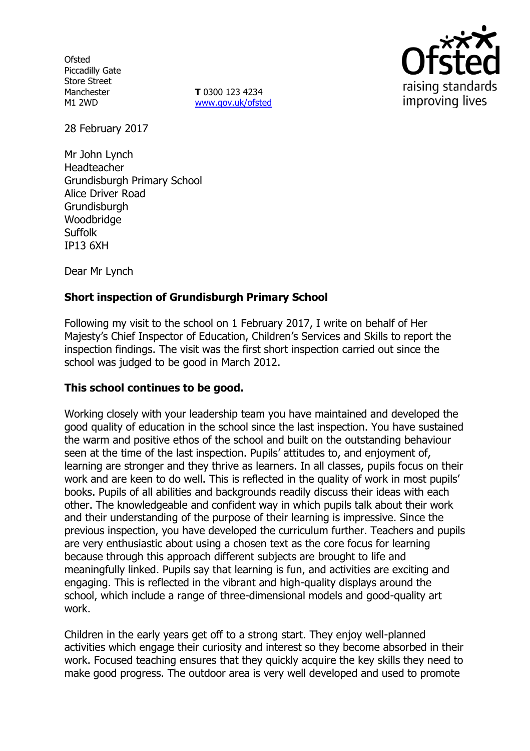Ofsted
Piccadilly Gate
Store Street
Manchester
M1 2WD

**T** 0300 123 4234
www.gov.uk/ofsted

28 February 2017

Mr John Lynch
Headteacher
Grundisburgh Primary School
Alice Driver Road
Grundisburgh
Woodbridge
Suffolk
IP13 6XH

Dear Mr Lynch

**Short inspection of Grundisburgh Primary School**

Following my visit to the school on 1 February 2017, I write on behalf of Her Majesty's Chief Inspector of Education, Children's Services and Skills to report the inspection findings. The visit was the first short inspection carried out since the school was judged to be good in March 2012.

**This school continues to be good.**

Working closely with your leadership team you have maintained and developed the good quality of education in the school since the last inspection. You have sustained the warm and positive ethos of the school and built on the outstanding behaviour seen at the time of the last inspection. Pupils' attitudes to, and enjoyment of, learning are stronger and they thrive as learners. In all classes, pupils focus on their work and are keen to do well. This is reflected in the quality of work in most pupils' books. Pupils of all abilities and backgrounds readily discuss their ideas with each other. The knowledgeable and confident way in which pupils talk about their work and their understanding of the purpose of their learning is impressive. Since the previous inspection, you have developed the curriculum further. Teachers and pupils are very enthusiastic about using a chosen text as the core focus for learning because through this approach different subjects are brought to life and meaningfully linked. Pupils say that learning is fun, and activities are exciting and engaging. This is reflected in the vibrant and high-quality displays around the school, which include a range of three-dimensional models and good-quality art work.

Children in the early years get off to a strong start. They enjoy well-planned activities which engage their curiosity and interest so they become absorbed in their work. Focused teaching ensures that they quickly acquire the key skills they need to make good progress. The outdoor area is very well developed and used to promote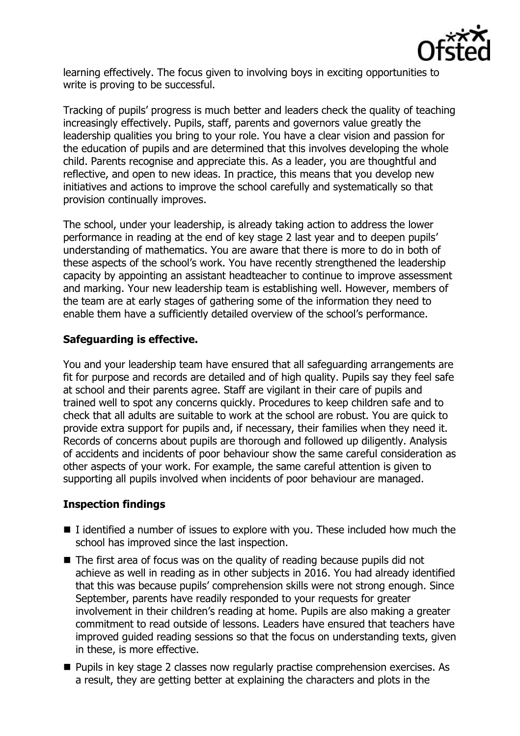learning effectively. The focus given to involving boys in exciting opportunities to write is proving to be successful.

Tracking of pupils' progress is much better and leaders check the quality of teaching increasingly effectively. Pupils, staff, parents and governors value greatly the leadership qualities you bring to your role. You have a clear vision and passion for the education of pupils and are determined that this involves developing the whole child. Parents recognise and appreciate this. As a leader, you are thoughtful and reflective, and open to new ideas. In practice, this means that you develop new initiatives and actions to improve the school carefully and systematically so that provision continually improves.

The school, under your leadership, is already taking action to address the lower performance in reading at the end of key stage 2 last year and to deepen pupils' understanding of mathematics. You are aware that there is more to do in both of these aspects of the school's work. You have recently strengthened the leadership capacity by appointing an assistant headteacher to continue to improve assessment and marking. Your new leadership team is establishing well. However, members of the team are at early stages of gathering some of the information they need to enable them have a sufficiently detailed overview of the school's performance.

**Safeguarding is effective.**

You and your leadership team have ensured that all safeguarding arrangements are fit for purpose and records are detailed and of high quality. Pupils say they feel safe at school and their parents agree. Staff are vigilant in their care of pupils and trained well to spot any concerns quickly. Procedures to keep children safe and to check that all adults are suitable to work at the school are robust. You are quick to provide extra support for pupils and, if necessary, their families when they need it. Records of concerns about pupils are thorough and followed up diligently. Analysis of accidents and incidents of poor behaviour show the same careful consideration as other aspects of your work. For example, the same careful attention is given to supporting all pupils involved when incidents of poor behaviour are managed.

**Inspection findings**

- I identified a number of issues to explore with you. These included how much the school has improved since the last inspection.
- The first area of focus was on the quality of reading because pupils did not achieve as well in reading as in other subjects in 2016. You had already identified that this was because pupils' comprehension skills were not strong enough. Since September, parents have readily responded to your requests for greater involvement in their children's reading at home. Pupils are also making a greater commitment to read outside of lessons. Leaders have ensured that teachers have improved guided reading sessions so that the focus on understanding texts, given in these, is more effective.
- Pupils in key stage 2 classes now regularly practise comprehension exercises. As a result, they are getting better at explaining the characters and plots in the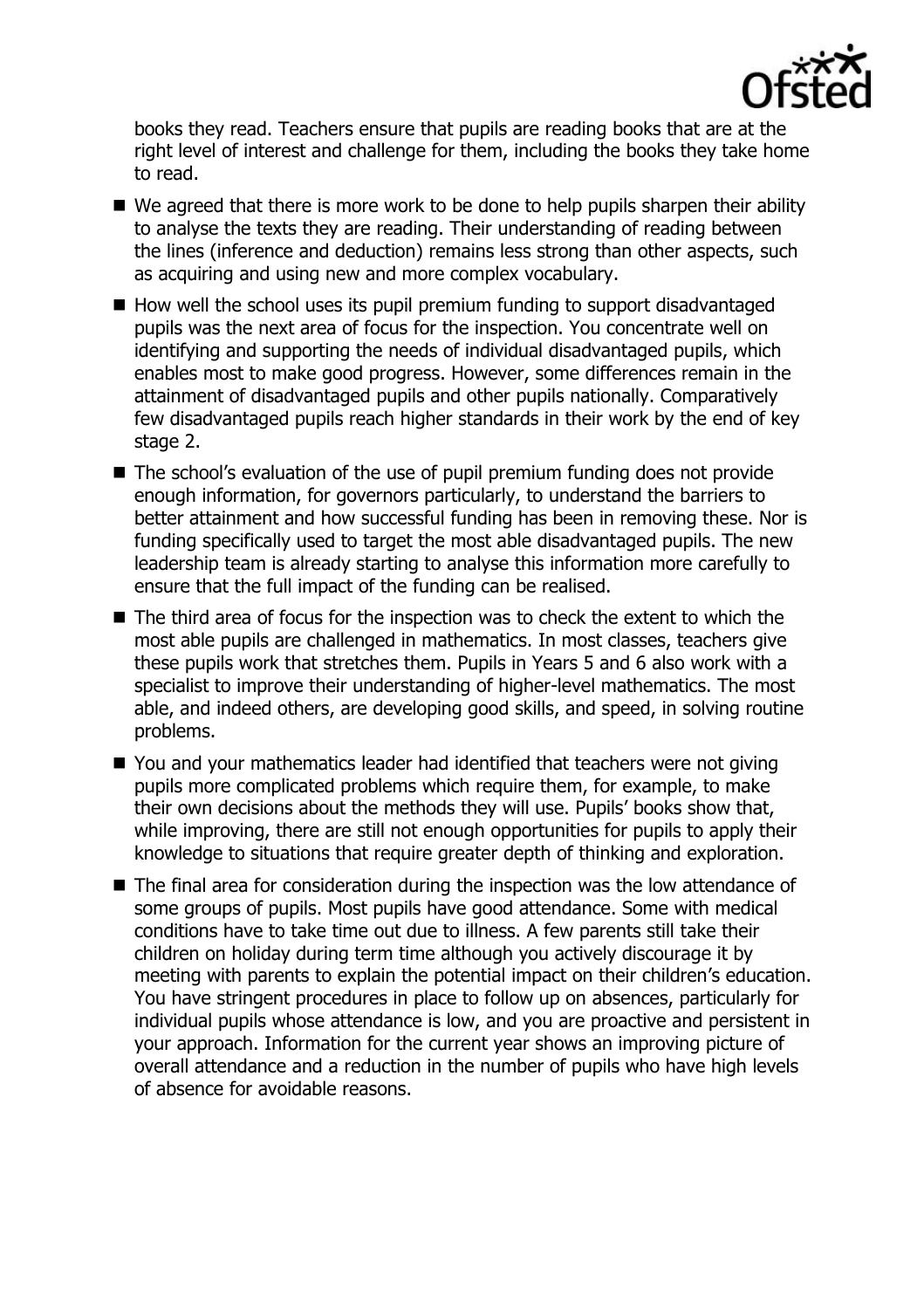books they read. Teachers ensure that pupils are reading books that are at the right level of interest and challenge for them, including the books they take home to read.

- We agreed that there is more work to be done to help pupils sharpen their ability to analyse the texts they are reading. Their understanding of reading between the lines (inference and deduction) remains less strong than other aspects, such as acquiring and using new and more complex vocabulary.
- How well the school uses its pupil premium funding to support disadvantaged pupils was the next area of focus for the inspection. You concentrate well on identifying and supporting the needs of individual disadvantaged pupils, which enables most to make good progress. However, some differences remain in the attainment of disadvantaged pupils and other pupils nationally. Comparatively few disadvantaged pupils reach higher standards in their work by the end of key stage 2.
- The school's evaluation of the use of pupil premium funding does not provide enough information, for governors particularly, to understand the barriers to better attainment and how successful funding has been in removing these. Nor is funding specifically used to target the most able disadvantaged pupils. The new leadership team is already starting to analyse this information more carefully to ensure that the full impact of the funding can be realised.
- The third area of focus for the inspection was to check the extent to which the most able pupils are challenged in mathematics. In most classes, teachers give these pupils work that stretches them. Pupils in Years 5 and 6 also work with a specialist to improve their understanding of higher-level mathematics. The most able, and indeed others, are developing good skills, and speed, in solving routine problems.
- You and your mathematics leader had identified that teachers were not giving pupils more complicated problems which require them, for example, to make their own decisions about the methods they will use. Pupils' books show that, while improving, there are still not enough opportunities for pupils to apply their knowledge to situations that require greater depth of thinking and exploration.
- The final area for consideration during the inspection was the low attendance of some groups of pupils. Most pupils have good attendance. Some with medical conditions have to take time out due to illness. A few parents still take their children on holiday during term time although you actively discourage it by meeting with parents to explain the potential impact on their children's education. You have stringent procedures in place to follow up on absences, particularly for individual pupils whose attendance is low, and you are proactive and persistent in your approach. Information for the current year shows an improving picture of overall attendance and a reduction in the number of pupils who have high levels of absence for avoidable reasons.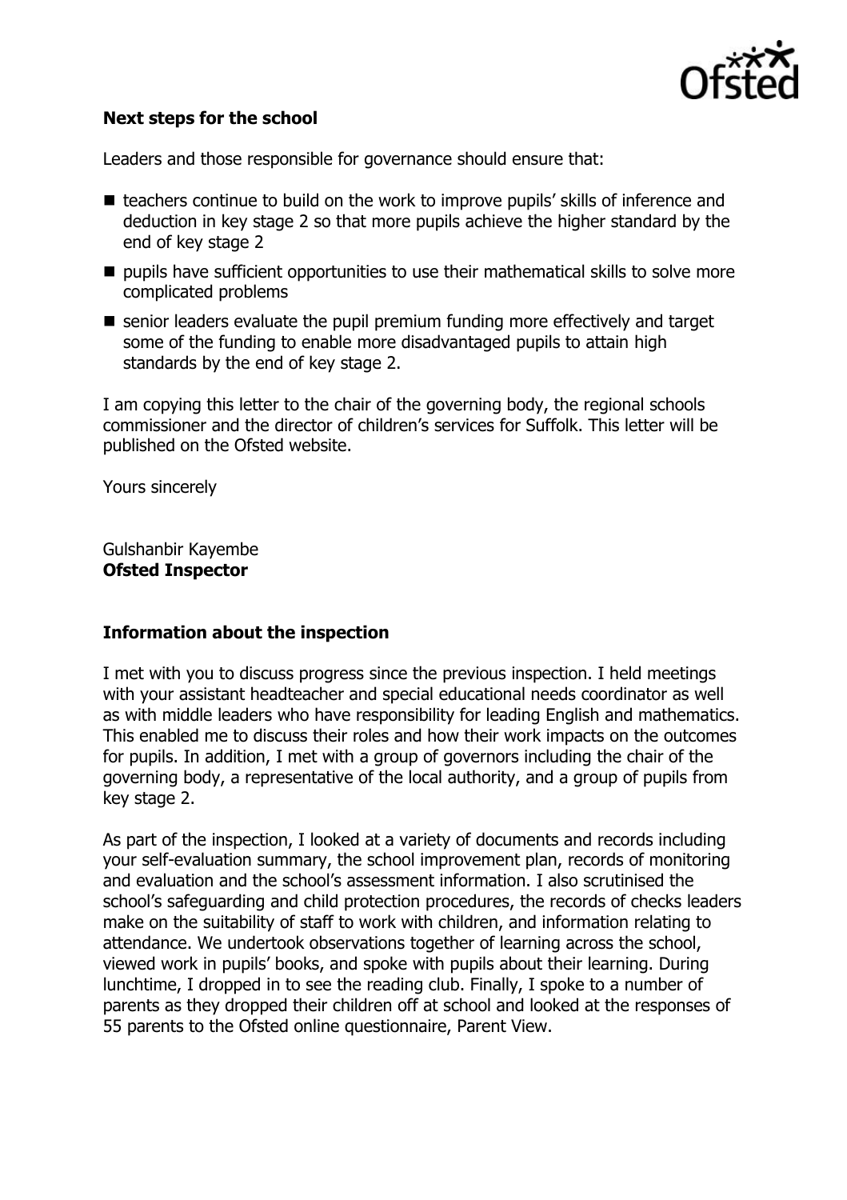**Next steps for the school**

Leaders and those responsible for governance should ensure that:

- teachers continue to build on the work to improve pupils' skills of inference and deduction in key stage 2 so that more pupils achieve the higher standard by the end of key stage 2
- pupils have sufficient opportunities to use their mathematical skills to solve more complicated problems
- senior leaders evaluate the pupil premium funding more effectively and target some of the funding to enable more disadvantaged pupils to attain high standards by the end of key stage 2.

I am copying this letter to the chair of the governing body, the regional schools commissioner and the director of children's services for Suffolk. This letter will be published on the Ofsted website.

Yours sincerely

Gulshanbir Kayembe
**Ofsted Inspector**

## Information about the inspection

I met with you to discuss progress since the previous inspection. I held meetings with your assistant headteacher and special educational needs coordinator as well as with middle leaders who have responsibility for leading English and mathematics. This enabled me to discuss their roles and how their work impacts on the outcomes for pupils. In addition, I met with a group of governors including the chair of the governing body, a representative of the local authority, and a group of pupils from key stage 2.

As part of the inspection, I looked at a variety of documents and records including your self-evaluation summary, the school improvement plan, records of monitoring and evaluation and the school's assessment information. I also scrutinised the school's safeguarding and child protection procedures, the records of checks leaders make on the suitability of staff to work with children, and information relating to attendance. We undertook observations together of learning across the school, viewed work in pupils' books, and spoke with pupils about their learning. During lunchtime, I dropped in to see the reading club. Finally, I spoke to a number of parents as they dropped their children off at school and looked at the responses of 55 parents to the Ofsted online questionnaire, Parent View.